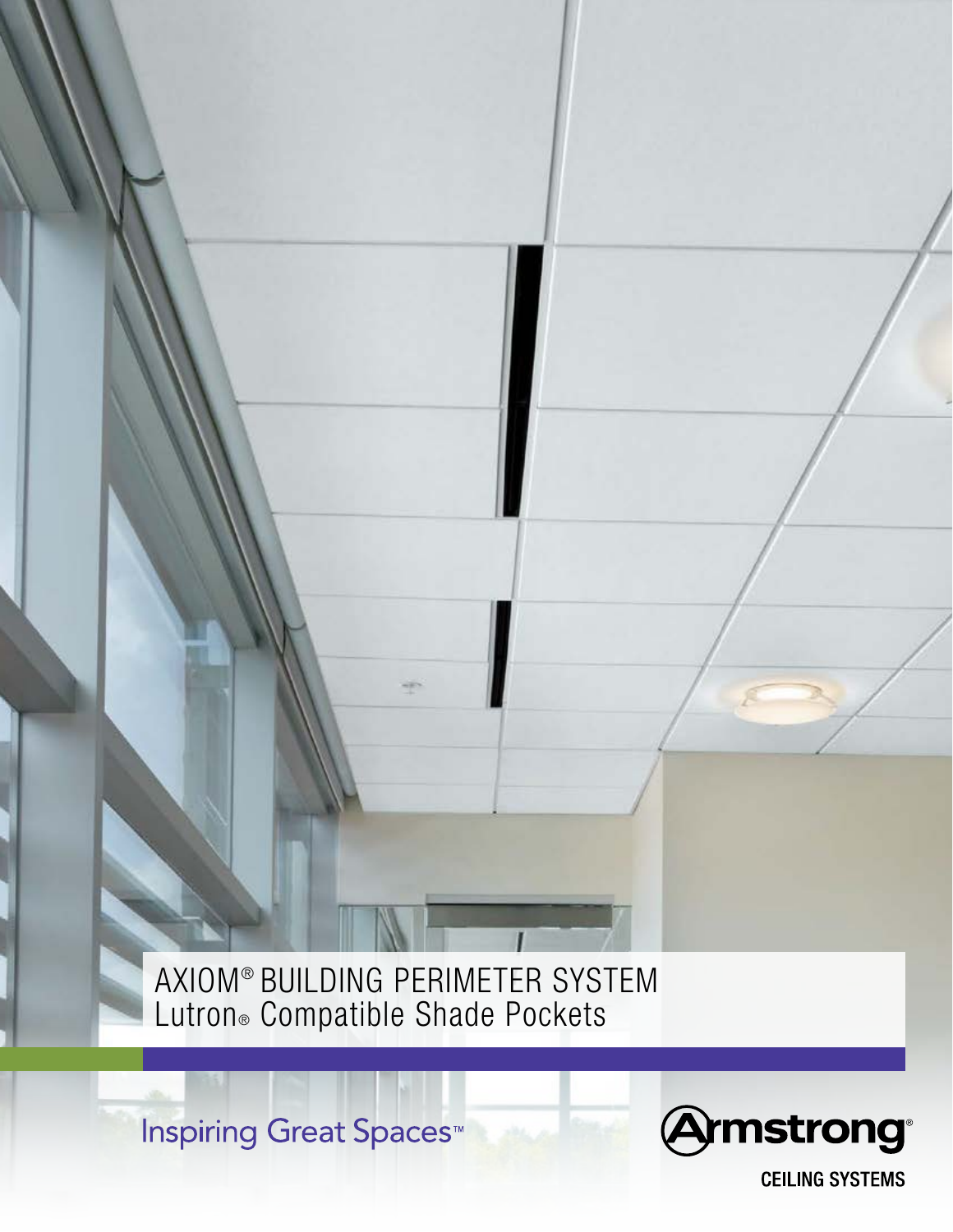# AXIOM® BUILDING PERIMETER SYSTEM

## Lutron® Compatible Shade Pockets

Inspiring Great Spaces™

Armstrong®

CEILING SYSTEMS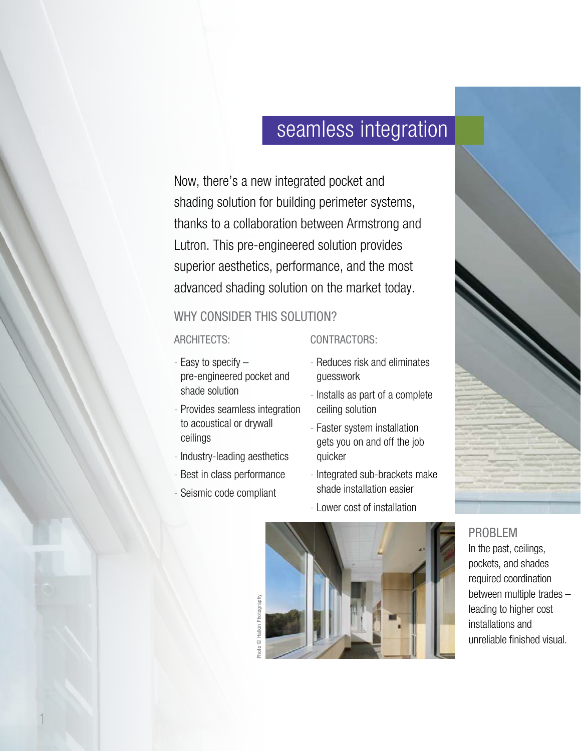# seamless integration

Now, there's a new integrated pocket and shading solution for building perimeter systems, thanks to a collaboration between Armstrong and Lutron. This pre-engineered solution provides superior aesthetics, performance, and the most advanced shading solution on the market today.

## WHY CONSIDER THIS SOLUTION?

### ARCHITECTS:

- Easy to specify – pre-engineered pocket and shade solution
- Provides seamless integration to acoustical or drywall ceilings
- Industry-leading aesthetics
- Best in class performance
- Seismic code compliant

### CONTRACTORS:

- Reduces risk and eliminates guesswork
- Installs as part of a complete ceiling solution
- Faster system installation gets you on and off the job quicker
- Integrated sub-brackets make shade installation easier
- Lower cost of installation

Photo © Halkin Photography

### PROBLEM

In the past, ceilings, pockets, and shades required coordination between multiple trades – leading to higher cost installations and unreliable finished visual.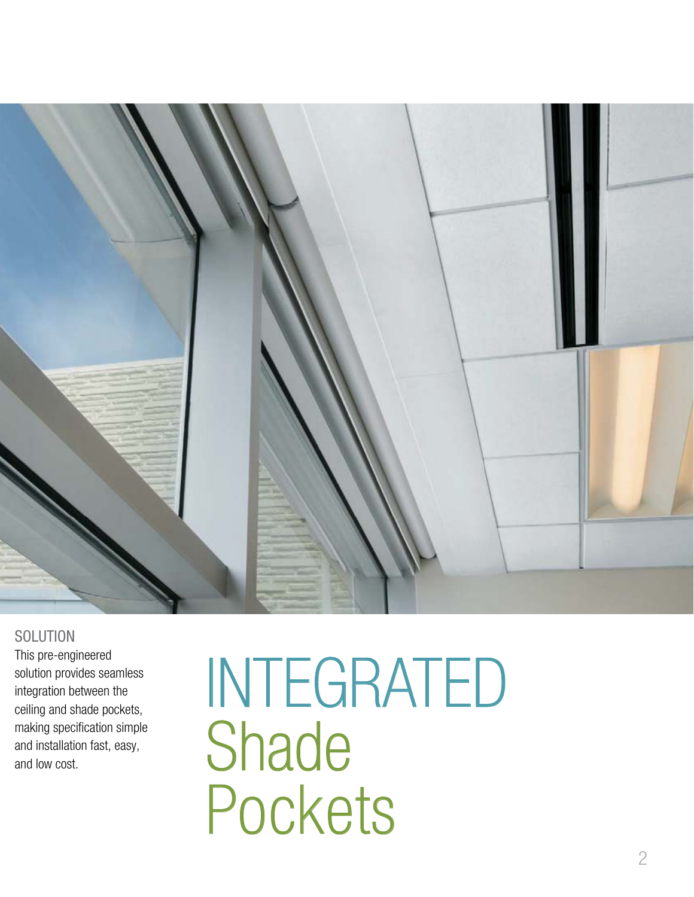# INTEGRATED Shade Pockets

SOLUTION

This pre-engineered solution provides seamless integration between the ceiling and shade pockets, making specification simple and installation fast, easy, and low cost.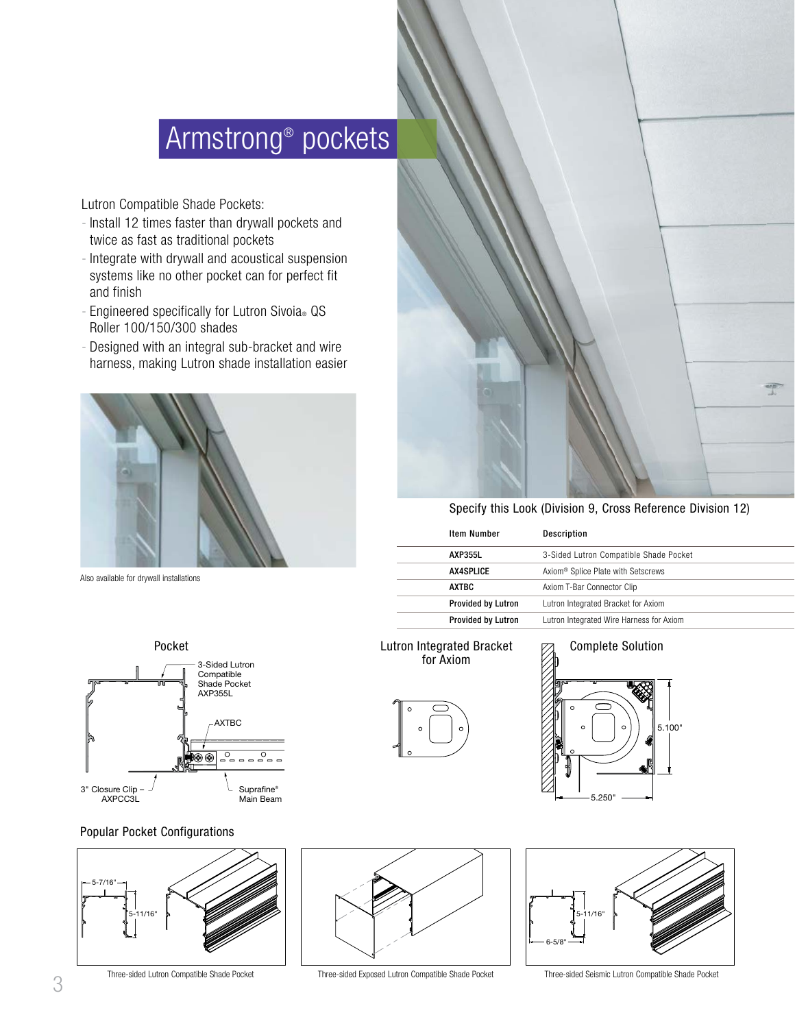# Armstrong® pockets

Lutron Compatible Shade Pockets:

- Install 12 times faster than drywall pockets and twice as fast as traditional pockets
- Integrate with drywall and acoustical suspension systems like no other pocket can for perfect fit and finish
- Engineered specifically for Lutron Sivoia® QS Roller 100/150/300 shades
- Designed with an integral sub-bracket and wire harness, making Lutron shade installation easier

Also available for drywall installations

Specify this Look (Division 9, Cross Reference Division 12)

| Item Number | Description |
|---|---|
| **AXP355L** | 3-Sided Lutron Compatible Shade Pocket |
| **AX4SPLICE** | Axiom® Splice Plate with Setscrews |
| **AXTBC** | Axiom T-Bar Connector Clip |
| **Provided by Lutron** | Lutron Integrated Bracket for Axiom |
| **Provided by Lutron** | Lutron Integrated Wire Harness for Axiom |

Pocket

3-Sided Lutron Compatible Shade Pocket AXP355L

AXTBC

3" Closure Clip – AXPCC3L

Suprafine® Main Beam

Lutron Integrated Bracket for Axiom

Complete Solution

5.100"

5.250"

## Popular Pocket Configurations

5-7/16"

5-11/16"

Three-sided Lutron Compatible Shade Pocket

Three-sided Exposed Lutron Compatible Shade Pocket

5-11/16"

6-5/8"

Three-sided Seismic Lutron Compatible Shade Pocket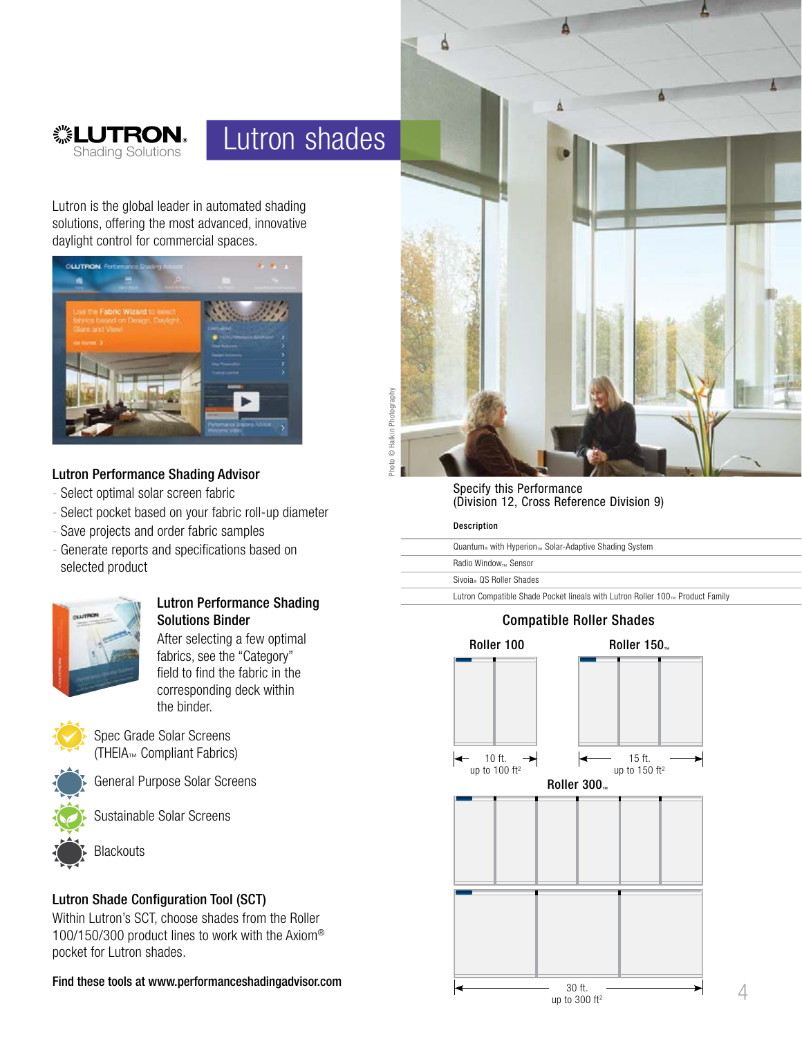# Lutron shades

LUTRON Shading Solutions

Lutron is the global leader in automated shading solutions, offering the most advanced, innovative daylight control for commercial spaces.

### Lutron Performance Shading Advisor

- Select optimal solar screen fabric
- Select pocket based on your fabric roll-up diameter
- Save projects and order fabric samples
- Generate reports and specifications based on selected product

### Lutron Performance Shading Solutions Binder

After selecting a few optimal fabrics, see the "Category" field to find the fabric in the corresponding deck within the binder.

- Spec Grade Solar Screens (THEIA™ Compliant Fabrics)
- General Purpose Solar Screens
- Sustainable Solar Screens
- Blackouts

### Lutron Shade Configuration Tool (SCT)

Within Lutron's SCT, choose shades from the Roller 100/150/300 product lines to work with the Axiom® pocket for Lutron shades.

**Find these tools at www.performanceshadingadvisor.com**

Photo © Halkin Photography

Specify this Performance
(Division 12, Cross Reference Division 9)

| Description |
|---|
| Quantum® with Hyperion™ Solar-Adaptive Shading System |
| Radio Window™ Sensor |
| Sivoia® QS Roller Shades |
| Lutron Compatible Shade Pocket lineals with Lutron Roller 100™ Product Family |

### Compatible Roller Shades

**Roller 100** — 10 ft., up to 100 ft²

**Roller 150™** — 15 ft., up to 150 ft²

**Roller 300™** — 30 ft., up to 300 ft²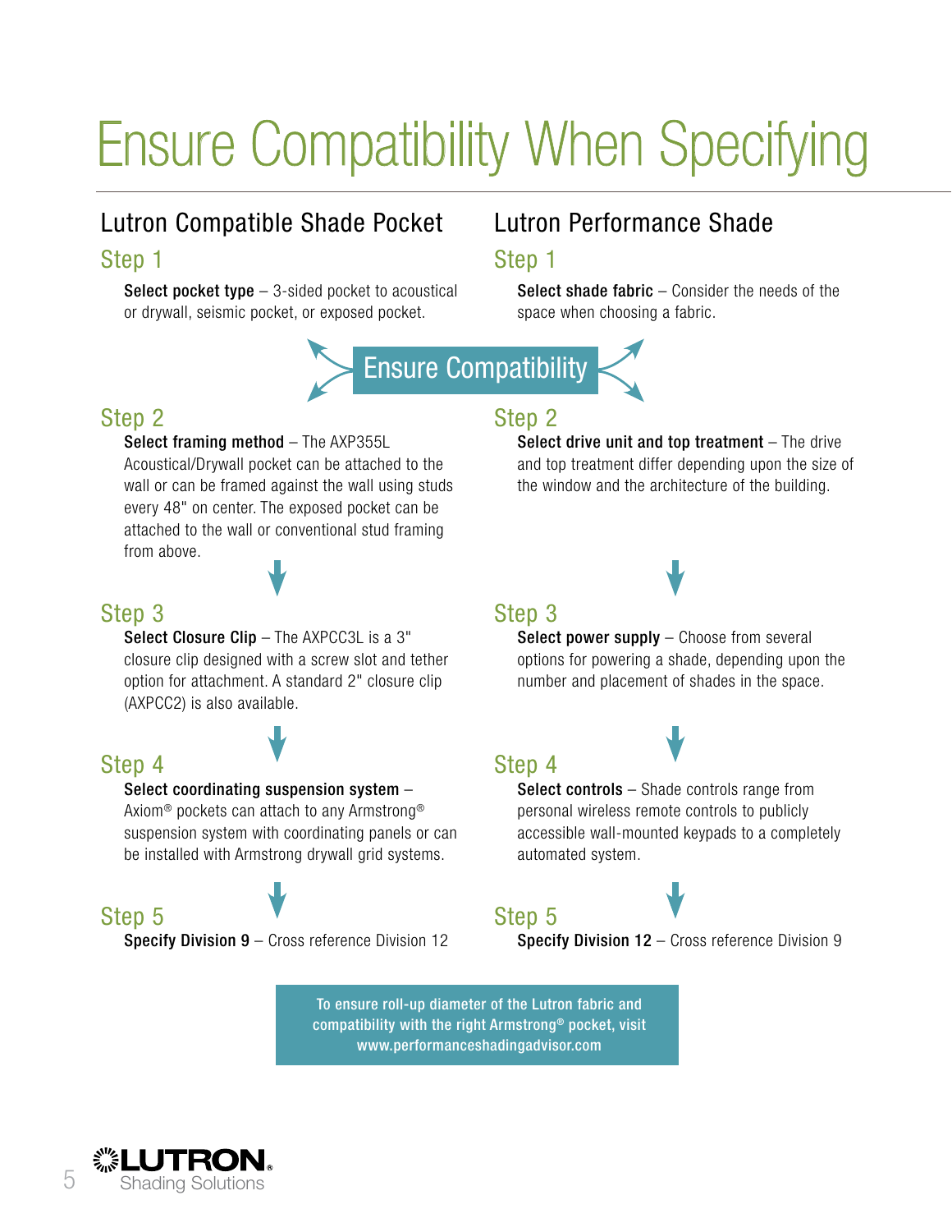# Ensure Compatibility When Specifying

## Lutron Compatible Shade Pocket

### Step 1

**Select pocket type** – 3-sided pocket to acoustical or drywall, seismic pocket, or exposed pocket.

### Step 2

**Select framing method** – The AXP355L Acoustical/Drywall pocket can be attached to the wall or can be framed against the wall using studs every 48" on center. The exposed pocket can be attached to the wall or conventional stud framing from above.

### Step 3

**Select Closure Clip** – The AXPCC3L is a 3" closure clip designed with a screw slot and tether option for attachment. A standard 2" closure clip (AXPCC2) is also available.

### Step 4

**Select coordinating suspension system** – Axiom® pockets can attach to any Armstrong® suspension system with coordinating panels or can be installed with Armstrong drywall grid systems.

### Step 5

**Specify Division 9** – Cross reference Division 12

## Ensure Compatibility

## Lutron Performance Shade

### Step 1

**Select shade fabric** – Consider the needs of the space when choosing a fabric.

### Step 2

**Select drive unit and top treatment** – The drive and top treatment differ depending upon the size of the window and the architecture of the building.

### Step 3

**Select power supply** – Choose from several options for powering a shade, depending upon the number and placement of shades in the space.

### Step 4

**Select controls** – Shade controls range from personal wireless remote controls to publicly accessible wall-mounted keypads to a completely automated system.

### Step 5

**Specify Division 12** – Cross reference Division 9

**To ensure roll-up diameter of the Lutron fabric and compatibility with the right Armstrong® pocket, visit www.performanceshadingadvisor.com**

LUTRON
Shading Solutions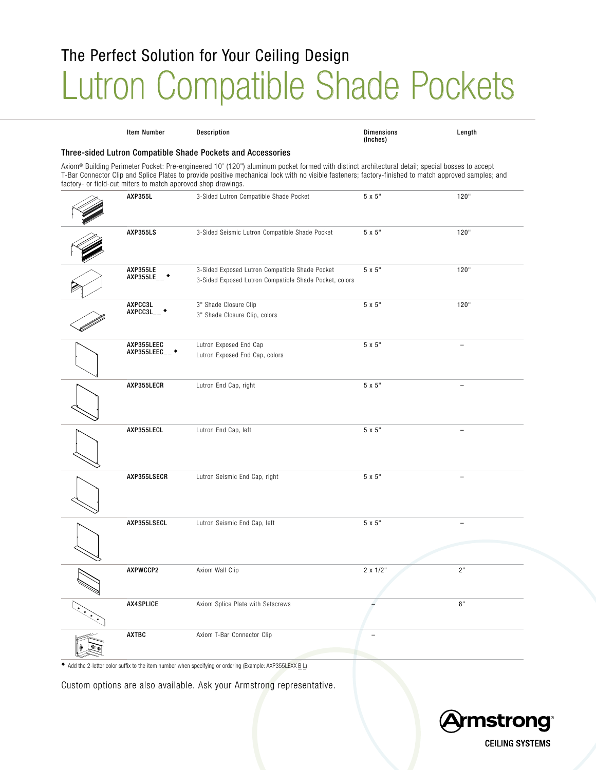The Perfect Solution for Your Ceiling Design

# Lutron Compatible Shade Pockets

### Three-sided Lutron Compatible Shade Pockets and Accessories

Axiom® Building Perimeter Pocket: Pre-engineered 10' (120") aluminum pocket formed with distinct architectural detail; special bosses to accept T-Bar Connector Clip and Splice Plates to provide positive mechanical lock with no visible fasteners; factory-finished to match approved samples; and factory- or field-cut miters to match approved shop drawings.

| Item Number | Description | Dimensions (Inches) | Length |
|---|---|---|---|
| AXP355L | 3-Sided Lutron Compatible Shade Pocket | 5 x 5" | 120" |
| AXP355LS | 3-Sided Seismic Lutron Compatible Shade Pocket | 5 x 5" | 120" |
| AXP355LE<br>AXP355LE__ ◆ | 3-Sided Exposed Lutron Compatible Shade Pocket<br>3-Sided Exposed Lutron Compatible Shade Pocket, colors | 5 x 5" | 120" |
| AXPCC3L<br>AXPCC3L__ ◆ | 3" Shade Closure Clip<br>3" Shade Closure Clip, colors | 5 x 5" | 120" |
| AXP355LEEC<br>AXP355LEEC__ ◆ | Lutron Exposed End Cap<br>Lutron Exposed End Cap, colors | 5 x 5" | – |
| AXP355LECR | Lutron End Cap, right | 5 x 5" | – |
| AXP355LECL | Lutron End Cap, left | 5 x 5" | – |
| AXP355LSECR | Lutron Seismic End Cap, right | 5 x 5" | – |
| AXP355LSECL | Lutron Seismic End Cap, left | 5 x 5" | – |
| AXPWCCP2 | Axiom Wall Clip | 2 x 1/2" | 2" |
| AX4SPLICE | Axiom Splice Plate with Setscrews | – | 8" |
| AXTBC | Axiom T-Bar Connector Clip | – | |

◆ Add the 2-letter color suffix to the item number when specifying or ordering (Example: AXP355LEXX BL)

Custom options are also available. Ask your Armstrong representative.

Armstrong CEILING SYSTEMS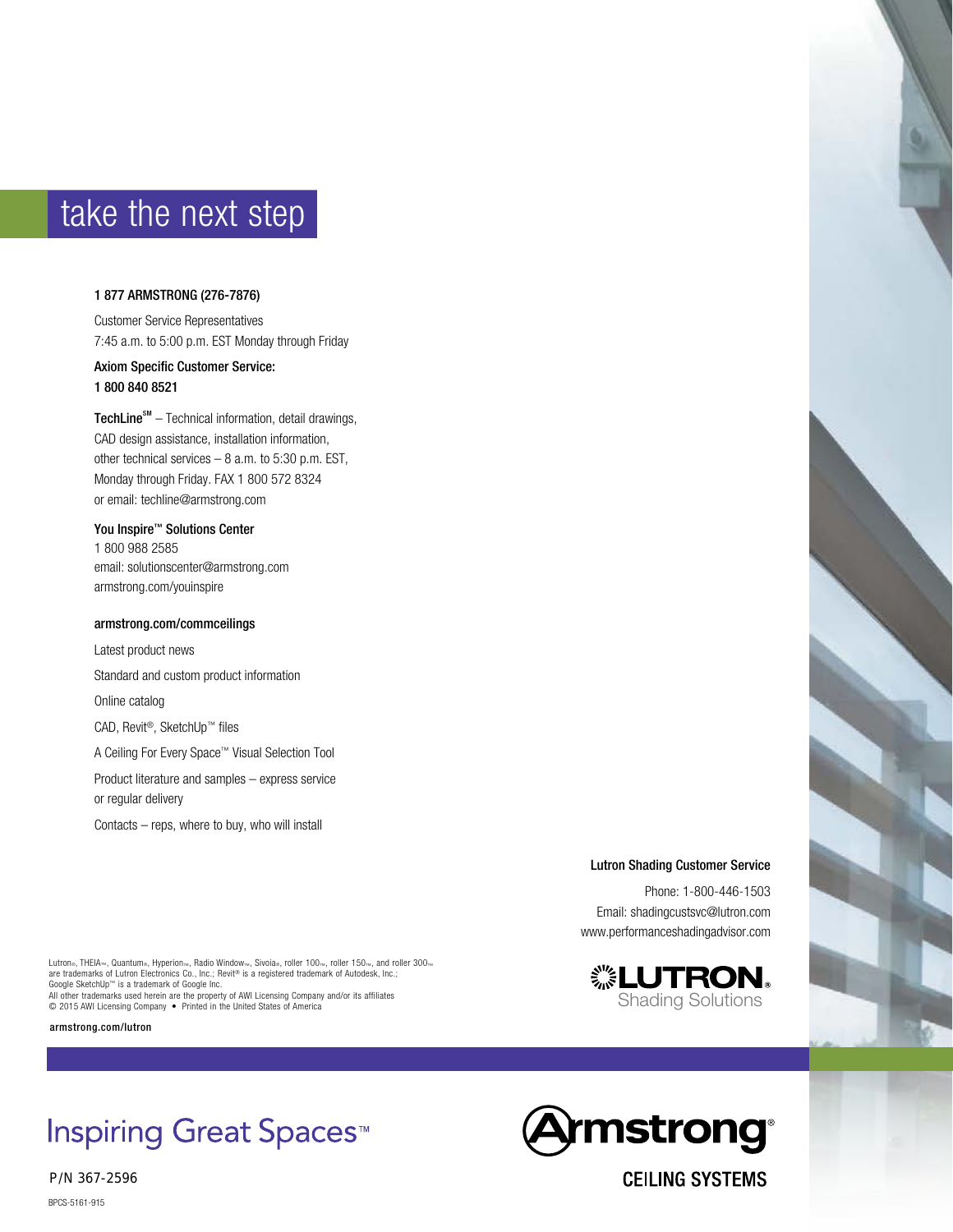# take the next step

**1 877 ARMSTRONG (276-7876)**

Customer Service Representatives
7:45 a.m. to 5:00 p.m. EST Monday through Friday

**Axiom Specific Customer Service:**
**1 800 840 8521**

**TechLine℠** – Technical information, detail drawings, CAD design assistance, installation information, other technical services – 8 a.m. to 5:30 p.m. EST, Monday through Friday. FAX 1 800 572 8324
or email: techline@armstrong.com

**You Inspire™ Solutions Center**
1 800 988 2585
email: solutionscenter@armstrong.com
armstrong.com/youinspire

**armstrong.com/commceilings**

Latest product news

Standard and custom product information

Online catalog

CAD, Revit®, SketchUp™ files

A Ceiling For Every Space™ Visual Selection Tool

Product literature and samples – express service or regular delivery

Contacts – reps, where to buy, who will install

**Lutron Shading Customer Service**

Phone: 1-800-446-1503
Email: shadingcustsvc@lutron.com
www.performanceshadingadvisor.com

LUTRON® Shading Solutions

Lutron®, THEIA™, Quantum®, Hyperion™, Radio Window™, Sivoia®, roller 100™, roller 150™, and roller 300™ are trademarks of Lutron Electronics Co., Inc.; Revit® is a registered trademark of Autodesk, Inc.; Google SketchUp™ is a trademark of Google Inc.
All other trademarks used herein are the property of AWI Licensing Company and/or its affiliates
© 2015 AWI Licensing Company • Printed in the United States of America

armstrong.com/lutron

Inspiring Great Spaces™

Armstrong® CEILING SYSTEMS

P/N 367-2596

BPCS-5161-915